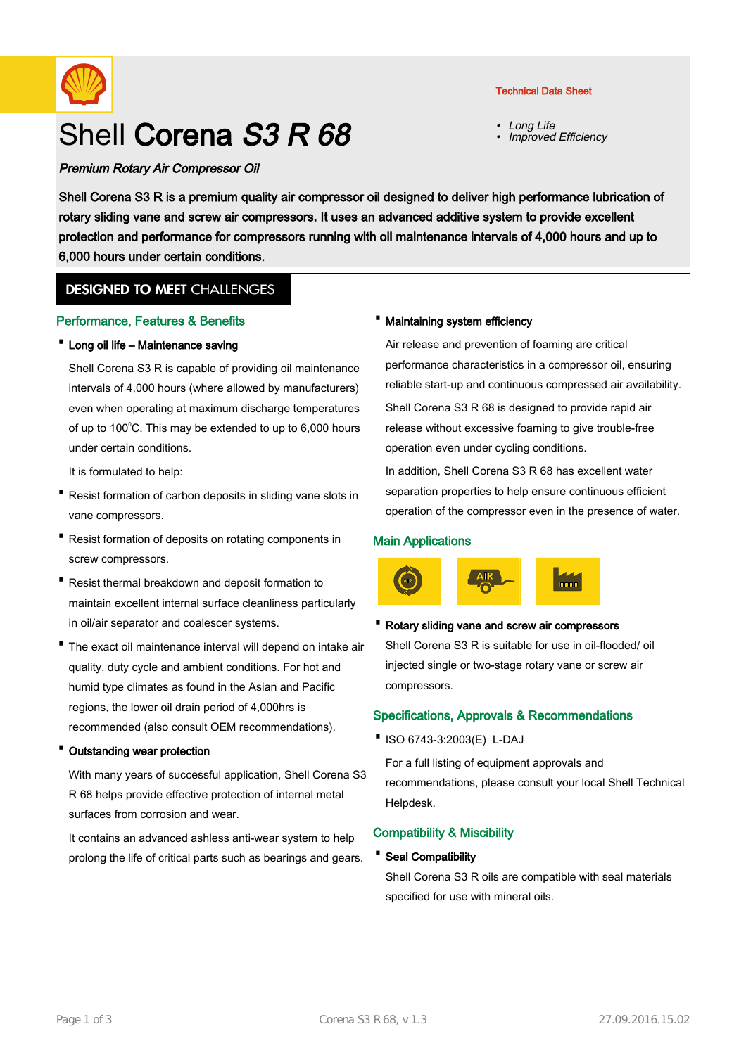Technical Data Sheet

- *Long Life*
- *Improved Efficiency*

# Shell Corena *S3 R 68*

***Premium Rotary Air Compressor Oil***

**Shell Corena S3 R is a premium quality air compressor oil designed to deliver high performance lubrication of rotary sliding vane and screw air compressors. It uses an advanced additive system to provide excellent protection and performance for compressors running with oil maintenance intervals of 4,000 hours and up to 6,000 hours under certain conditions.**

## DESIGNED TO MEET CHALLENGES

### Performance, Features & Benefits

- **Long oil life – Maintenance saving**

  Shell Corena S3 R is capable of providing oil maintenance intervals of 4,000 hours (where allowed by manufacturers) even when operating at maximum discharge temperatures of up to 100°C. This may be extended to up to 6,000 hours under certain conditions.

  It is formulated to help:

- Resist formation of carbon deposits in sliding vane slots in vane compressors.
- Resist formation of deposits on rotating components in screw compressors.
- Resist thermal breakdown and deposit formation to maintain excellent internal surface cleanliness particularly in oil/air separator and coalescer systems.
- The exact oil maintenance interval will depend on intake air quality, duty cycle and ambient conditions. For hot and humid type climates as found in the Asian and Pacific regions, the lower oil drain period of 4,000hrs is recommended (also consult OEM recommendations).
- **Outstanding wear protection**

  With many years of successful application, Shell Corena S3 R 68 helps provide effective protection of internal metal surfaces from corrosion and wear.

  It contains an advanced ashless anti-wear system to help prolong the life of critical parts such as bearings and gears.

- **Maintaining system efficiency**

  Air release and prevention of foaming are critical performance characteristics in a compressor oil, ensuring reliable start-up and continuous compressed air availability.

  Shell Corena S3 R 68 is designed to provide rapid air release without excessive foaming to give trouble-free operation even under cycling conditions.

  In addition, Shell Corena S3 R 68 has excellent water separation properties to help ensure continuous efficient operation of the compressor even in the presence of water.

### Main Applications

- **Rotary sliding vane and screw air compressors**

  Shell Corena S3 R is suitable for use in oil-flooded/ oil injected single or two-stage rotary vane or screw air compressors.

### Specifications, Approvals & Recommendations

- ISO 6743-3:2003(E) L-DAJ

  For a full listing of equipment approvals and recommendations, please consult your local Shell Technical Helpdesk.

### Compatibility & Miscibility

- **Seal Compatibility**

  Shell Corena S3 R oils are compatible with seal materials specified for use with mineral oils.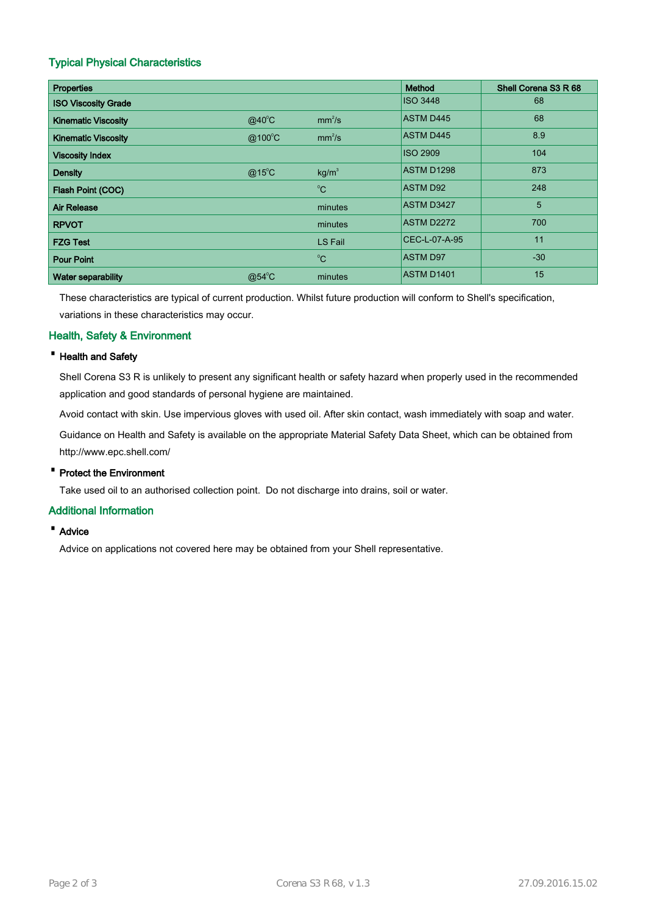## Typical Physical Characteristics

| Properties | | | Method | Shell Corena S3 R 68 |
|---|---|---|---|---|
| ISO Viscosity Grade | | | ISO 3448 | 68 |
| Kinematic Viscosity | @40°C | $mm^2/s$ | ASTM D445 | 68 |
| Kinematic Viscosity | @100°C | $mm^2/s$ | ASTM D445 | 8.9 |
| Viscosity Index | | | ISO 2909 | 104 |
| Density | @15°C | $kg/m^3$ | ASTM D1298 | 873 |
| Flash Point (COC) | | °C | ASTM D92 | 248 |
| Air Release | | minutes | ASTM D3427 | 5 |
| RPVOT | | minutes | ASTM D2272 | 700 |
| FZG Test | | LS Fail | CEC-L-07-A-95 | 11 |
| Pour Point | | °C | ASTM D97 | -30 |
| Water separability | @54°C | minutes | ASTM D1401 | 15 |

These characteristics are typical of current production. Whilst future production will conform to Shell's specification, variations in these characteristics may occur.

## Health, Safety & Environment

- **Health and Safety**

Shell Corena S3 R is unlikely to present any significant health or safety hazard when properly used in the recommended application and good standards of personal hygiene are maintained.

Avoid contact with skin. Use impervious gloves with used oil. After skin contact, wash immediately with soap and water.

Guidance on Health and Safety is available on the appropriate Material Safety Data Sheet, which can be obtained from http://www.epc.shell.com/

- **Protect the Environment**

Take used oil to an authorised collection point. Do not discharge into drains, soil or water.

## Additional Information

- **Advice**

Advice on applications not covered here may be obtained from your Shell representative.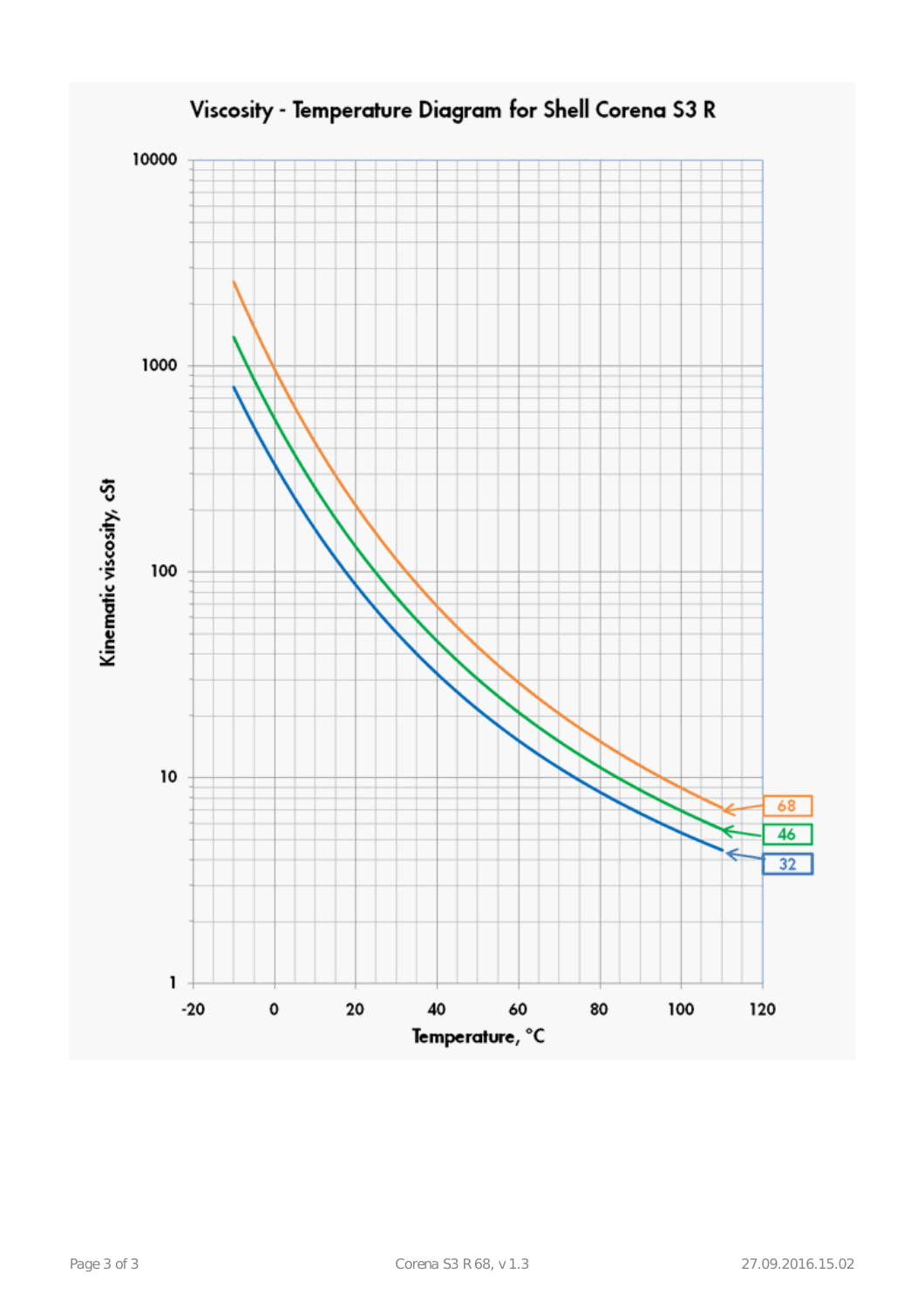## Viscosity - Temperature Diagram for Shell Corena S3 R

Kinematic viscosity, cSt

10000

1000

100

10

1

-20
0
20
40
60
80
100
120

Temperature, °C

68

46

32